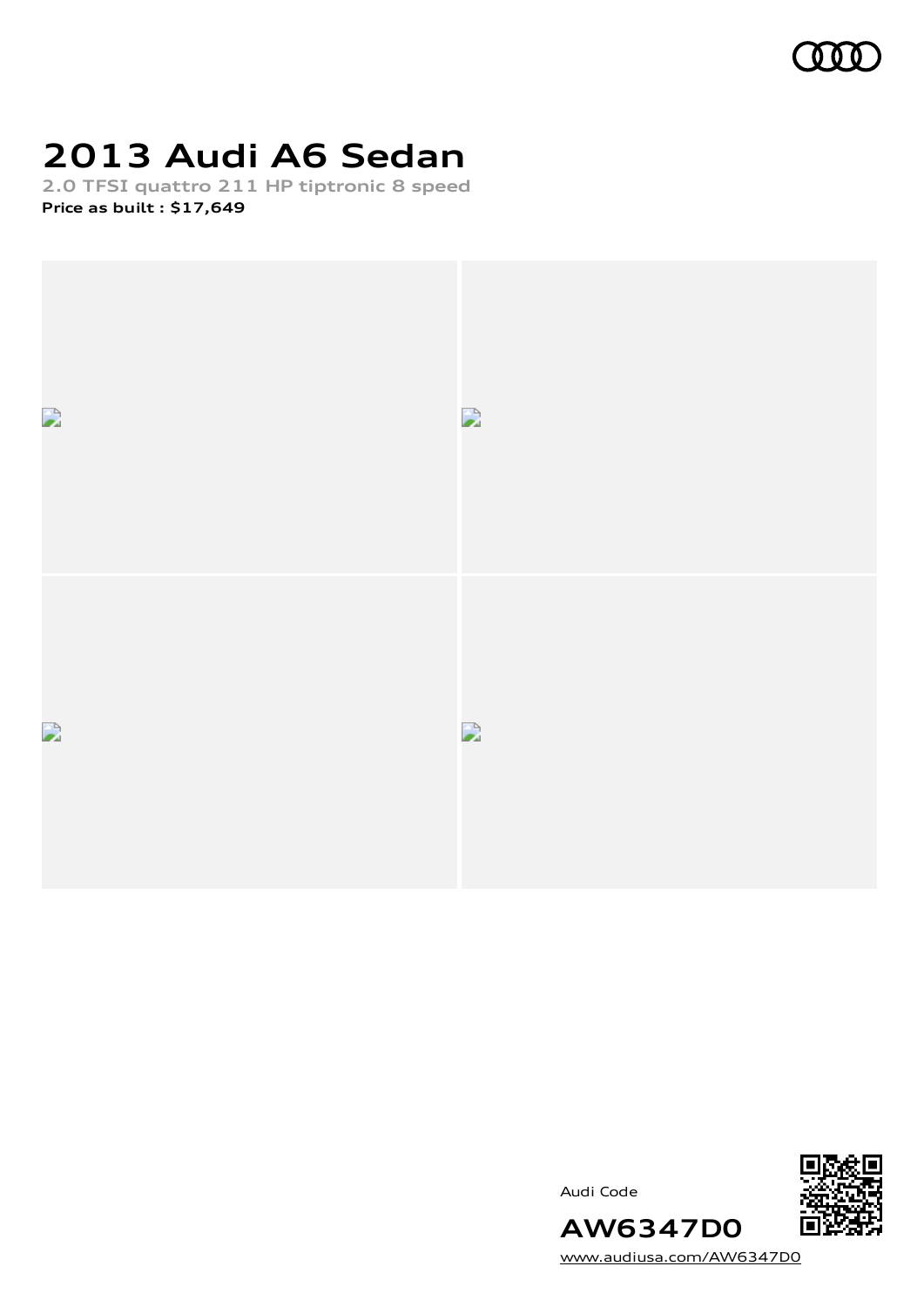# 2013 Audi A6 Sedan

**2.0 TFSI quattro 211 HP tiptronic 8 speed**

**Price as built : $17,649**

Audi Code

**AW6347D0**

www.audiusa.com/AW6347D0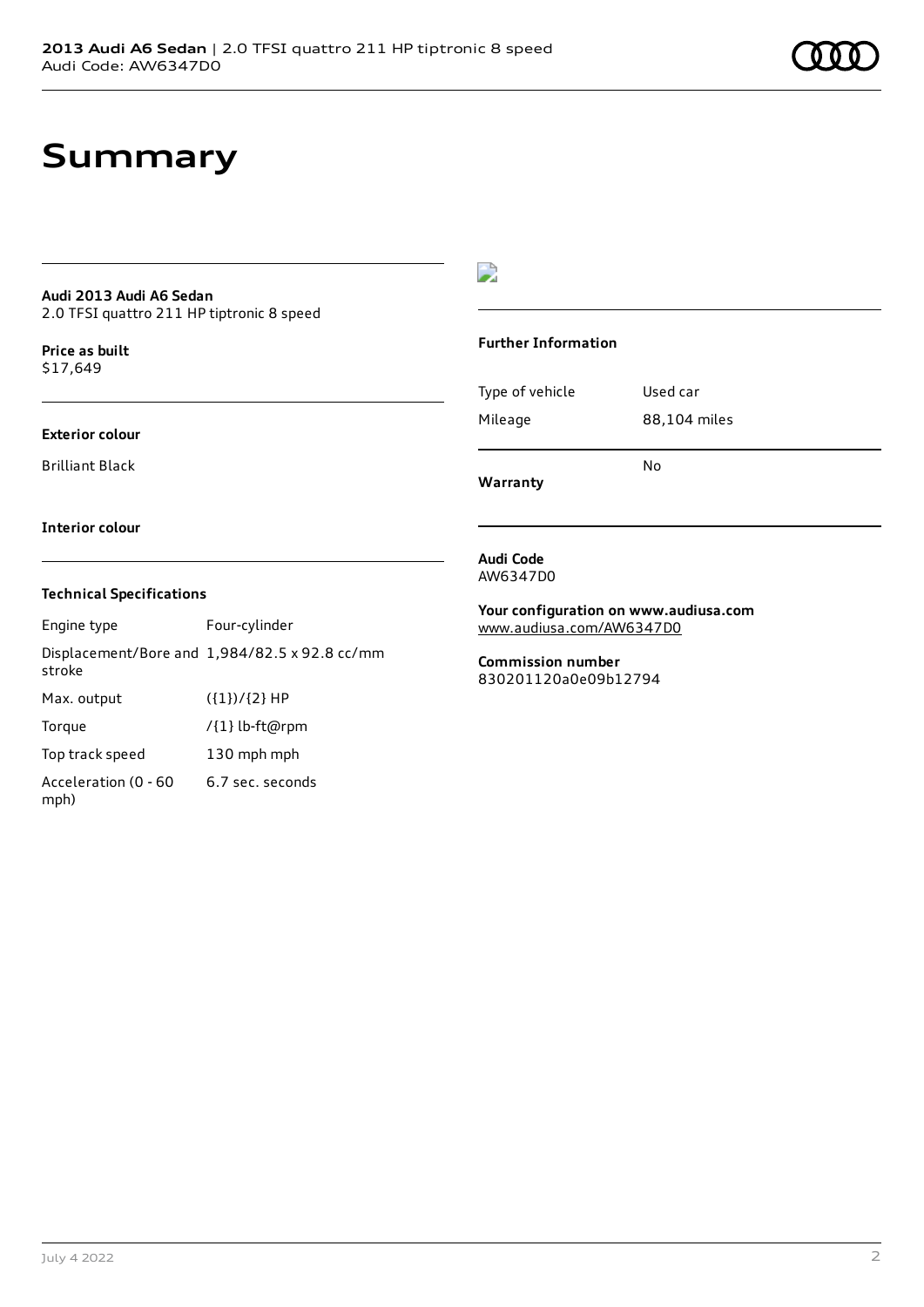# Summary

**Audi 2013 Audi A6 Sedan**
2.0 TFSI quattro 211 HP tiptronic 8 speed

**Price as built**
$17,649

**Exterior colour**

Brilliant Black

**Interior colour**

**Technical Specifications**

| Engine type | Four-cylinder |
| --- | --- |
| Displacement/Bore and stroke | 1,984/82.5 x 92.8 cc/mm |
| Max. output | ({1})/{2} HP |
| Torque | /{1} lb-ft@rpm |
| Top track speed | 130 mph mph |
| Acceleration (0 - 60 mph) | 6.7 sec. seconds |

**Further Information**

| Type of vehicle | Used car |
| --- | --- |
| Mileage | 88,104 miles |
| **Warranty** | No |

**Audi Code**
AW6347D0

**Your configuration on www.audiusa.com**
www.audiusa.com/AW6347D0

**Commission number**
830201120a0e09b12794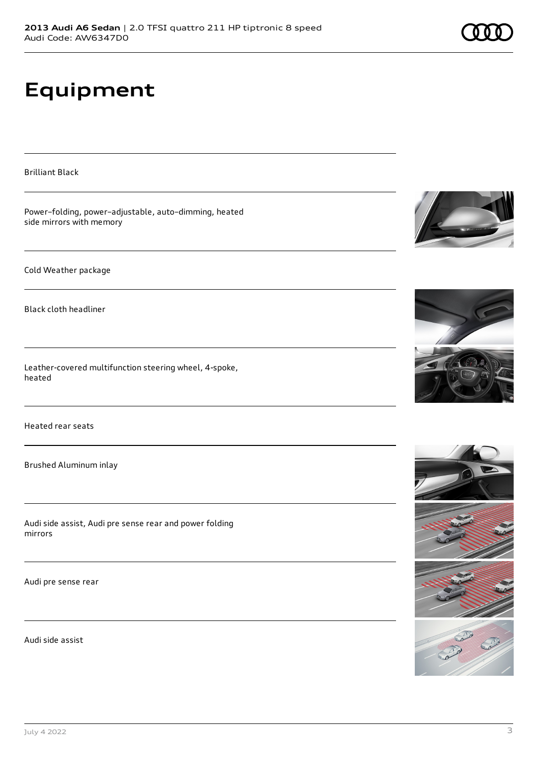# Equipment

Brilliant Black

Power–folding, power–adjustable, auto–dimming, heated side mirrors with memory

Cold Weather package

Black cloth headliner

Leather-covered multifunction steering wheel, 4-spoke, heated

Heated rear seats

Brushed Aluminum inlay

Audi side assist, Audi pre sense rear and power folding mirrors

Audi pre sense rear

Audi side assist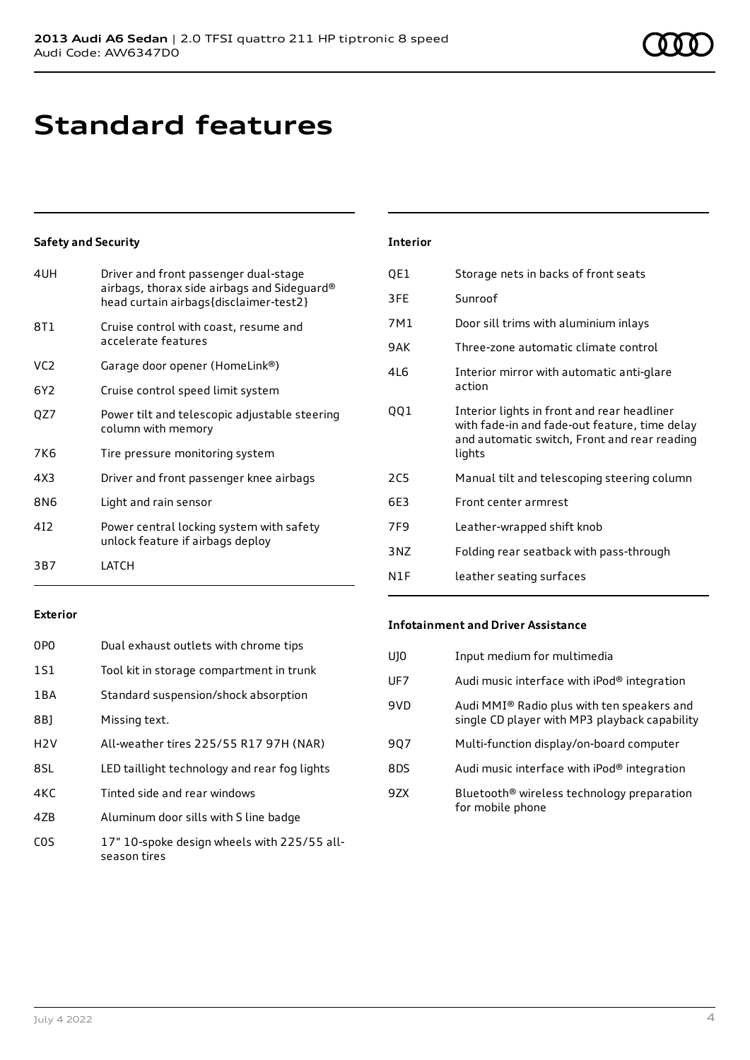# Standard features

## Safety and Security

| | |
|---|---|
| 4UH | Driver and front passenger dual-stage airbags, thorax side airbags and Sideguard® head curtain airbags{disclaimer-test2} |
| 8T1 | Cruise control with coast, resume and accelerate features |
| VC2 | Garage door opener (HomeLink®) |
| 6Y2 | Cruise control speed limit system |
| QZ7 | Power tilt and telescopic adjustable steering column with memory |
| 7K6 | Tire pressure monitoring system |
| 4X3 | Driver and front passenger knee airbags |
| 8N6 | Light and rain sensor |
| 4I2 | Power central locking system with safety unlock feature if airbags deploy |
| 3B7 | LATCH |

## Exterior

| | |
|---|---|
| 0P0 | Dual exhaust outlets with chrome tips |
| 1S1 | Tool kit in storage compartment in trunk |
| 1BA | Standard suspension/shock absorption |
| 8BJ | Missing text. |
| H2V | All-weather tires 225/55 R17 97H (NAR) |
| 8SL | LED taillight technology and rear fog lights |
| 4KC | Tinted side and rear windows |
| 4ZB | Aluminum door sills with S line badge |
| C0S | 17" 10-spoke design wheels with 225/55 all-season tires |

## Interior

| | |
|---|---|
| QE1 | Storage nets in backs of front seats |
| 3FE | Sunroof |
| 7M1 | Door sill trims with aluminium inlays |
| 9AK | Three-zone automatic climate control |
| 4L6 | Interior mirror with automatic anti-glare action |
| QQ1 | Interior lights in front and rear headliner with fade-in and fade-out feature, time delay and automatic switch, Front and rear reading lights |
| 2C5 | Manual tilt and telescoping steering column |
| 6E3 | Front center armrest |
| 7F9 | Leather-wrapped shift knob |
| 3NZ | Folding rear seatback with pass-through |
| N1F | leather seating surfaces |

## Infotainment and Driver Assistance

| | |
|---|---|
| UJ0 | Input medium for multimedia |
| UF7 | Audi music interface with iPod® integration |
| 9VD | Audi MMI® Radio plus with ten speakers and single CD player with MP3 playback capability |
| 9Q7 | Multi-function display/on-board computer |
| 8DS | Audi music interface with iPod® integration |
| 9ZX | Bluetooth® wireless technology preparation for mobile phone |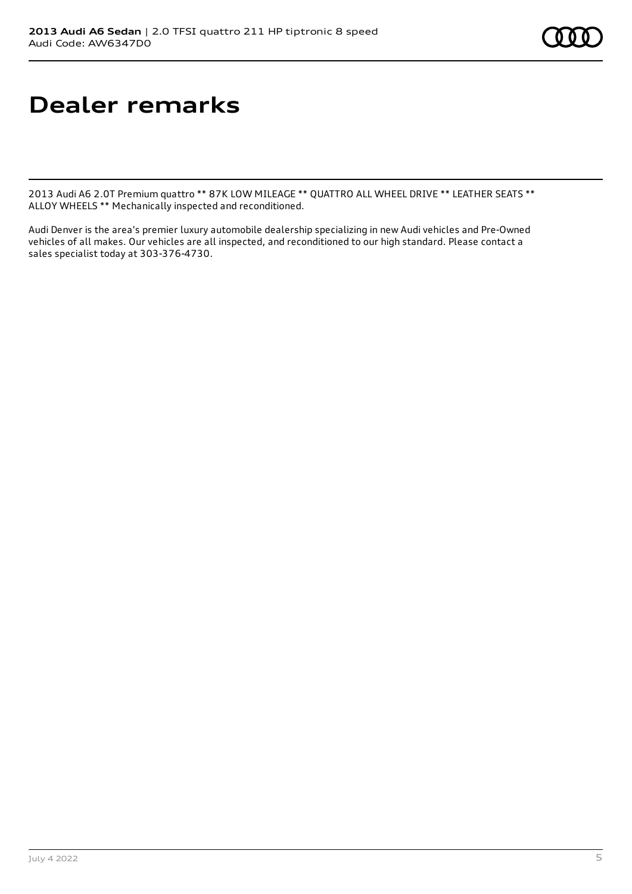# Dealer remarks

2013 Audi A6 2.0T Premium quattro ** 87K LOW MILEAGE ** QUATTRO ALL WHEEL DRIVE ** LEATHER SEATS ** ALLOY WHEELS ** Mechanically inspected and reconditioned.

Audi Denver is the area's premier luxury automobile dealership specializing in new Audi vehicles and Pre-Owned vehicles of all makes. Our vehicles are all inspected, and reconditioned to our high standard. Please contact a sales specialist today at 303-376-4730.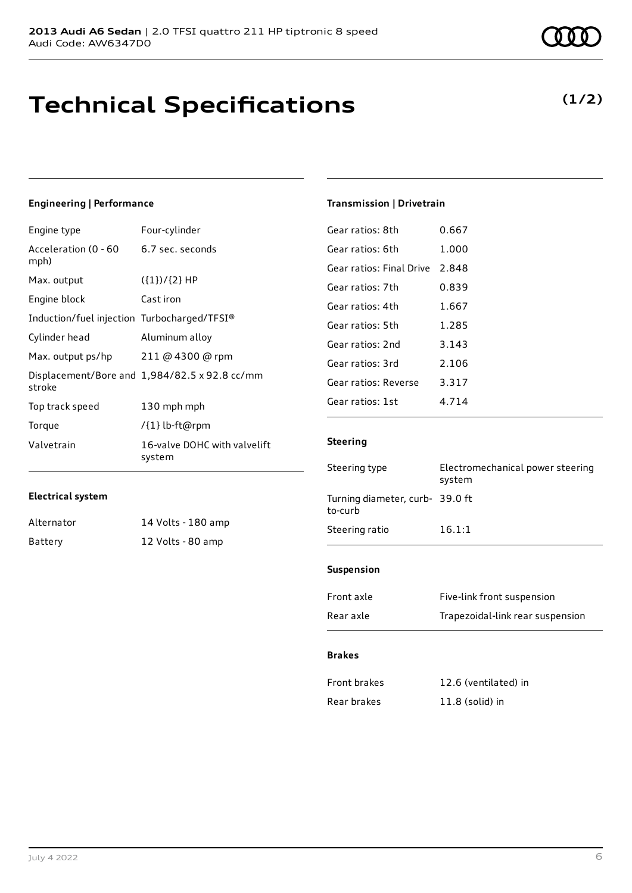**2013 Audi A6 Sedan** | 2.0 TFSI quattro 211 HP tiptronic 8 speed
Audi Code: AW6347D0

# Technical Specifications

**(1/2)**

### Engineering | Performance

| | |
|---|---|
| Engine type | Four-cylinder |
| Acceleration (0 - 60 mph) | 6.7 sec. seconds |
| Max. output | ({1})/{2} HP |
| Engine block | Cast iron |
| Induction/fuel injection | Turbocharged/TFSI® |
| Cylinder head | Aluminum alloy |
| Max. output ps/hp | 211 @ 4300 @ rpm |
| Displacement/Bore and stroke | 1,984/82.5 x 92.8 cc/mm |
| Top track speed | 130 mph mph |
| Torque | /{1} lb-ft@rpm |
| Valvetrain | 16-valve DOHC with valvelift system |

### Electrical system

| | |
|---|---|
| Alternator | 14 Volts - 180 amp |
| Battery | 12 Volts - 80 amp |

### Transmission | Drivetrain

| | |
|---|---|
| Gear ratios: 8th | 0.667 |
| Gear ratios: 6th | 1.000 |
| Gear ratios: Final Drive | 2.848 |
| Gear ratios: 7th | 0.839 |
| Gear ratios: 4th | 1.667 |
| Gear ratios: 5th | 1.285 |
| Gear ratios: 2nd | 3.143 |
| Gear ratios: 3rd | 2.106 |
| Gear ratios: Reverse | 3.317 |
| Gear ratios: 1st | 4.714 |

### Steering

| | |
|---|---|
| Steering type | Electromechanical power steering system |
| Turning diameter, curb-to-curb | 39.0 ft |
| Steering ratio | 16.1:1 |

### Suspension

| | |
|---|---|
| Front axle | Five-link front suspension |
| Rear axle | Trapezoidal-link rear suspension |

### Brakes

| | |
|---|---|
| Front brakes | 12.6 (ventilated) in |
| Rear brakes | 11.8 (solid) in |

July 4 2022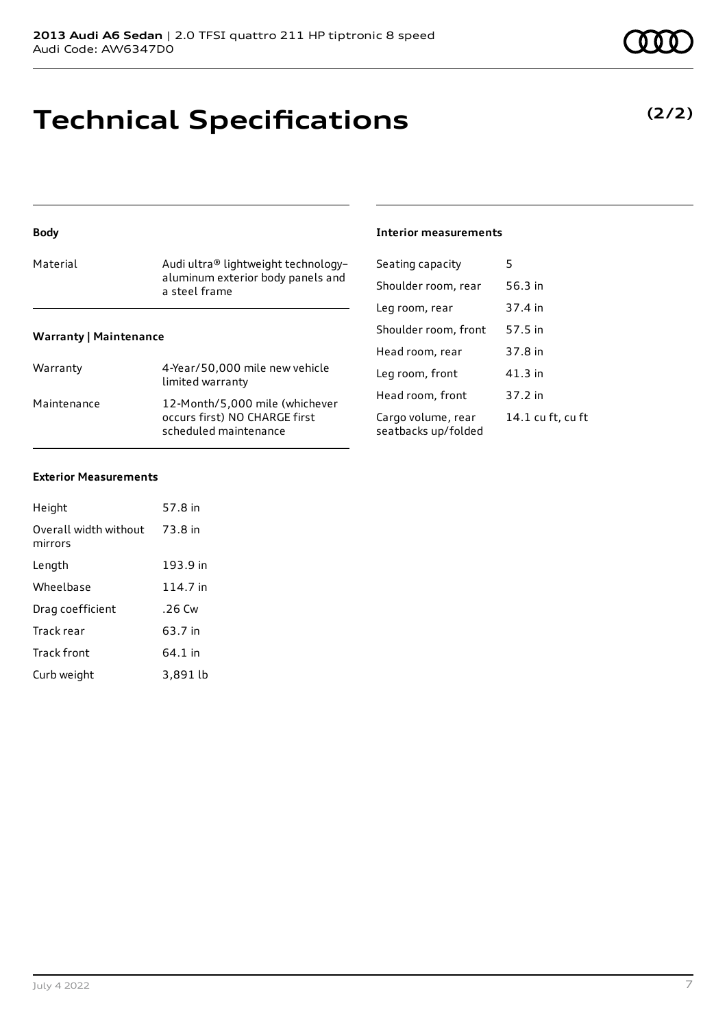# Technical Specifications

**(2/2)**

### Body

| Material | Audi ultra® lightweight technology–aluminum exterior body panels and a steel frame |
| --- | --- |

### Warranty | Maintenance

| Warranty | 4-Year/50,000 mile new vehicle limited warranty |
| --- | --- |
| Maintenance | 12-Month/5,000 mile (whichever occurs first) NO CHARGE first scheduled maintenance |

### Exterior Measurements

| Height | 57.8 in |
| --- | --- |
| Overall width without mirrors | 73.8 in |
| Length | 193.9 in |
| Wheelbase | 114.7 in |
| Drag coefficient | .26 Cw |
| Track rear | 63.7 in |
| Track front | 64.1 in |
| Curb weight | 3,891 lb |

### Interior measurements

| Seating capacity | 5 |
| --- | --- |
| Shoulder room, rear | 56.3 in |
| Leg room, rear | 37.4 in |
| Shoulder room, front | 57.5 in |
| Head room, rear | 37.8 in |
| Leg room, front | 41.3 in |
| Head room, front | 37.2 in |
| Cargo volume, rear seatbacks up/folded | 14.1 cu ft, cu ft |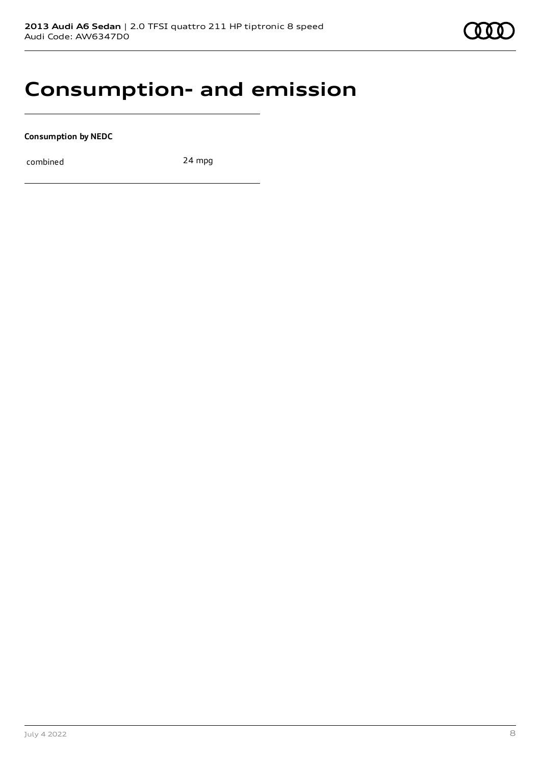# Consumption- and emission

**Consumption by NEDC**

| combined | 24 mpg |
|---|---|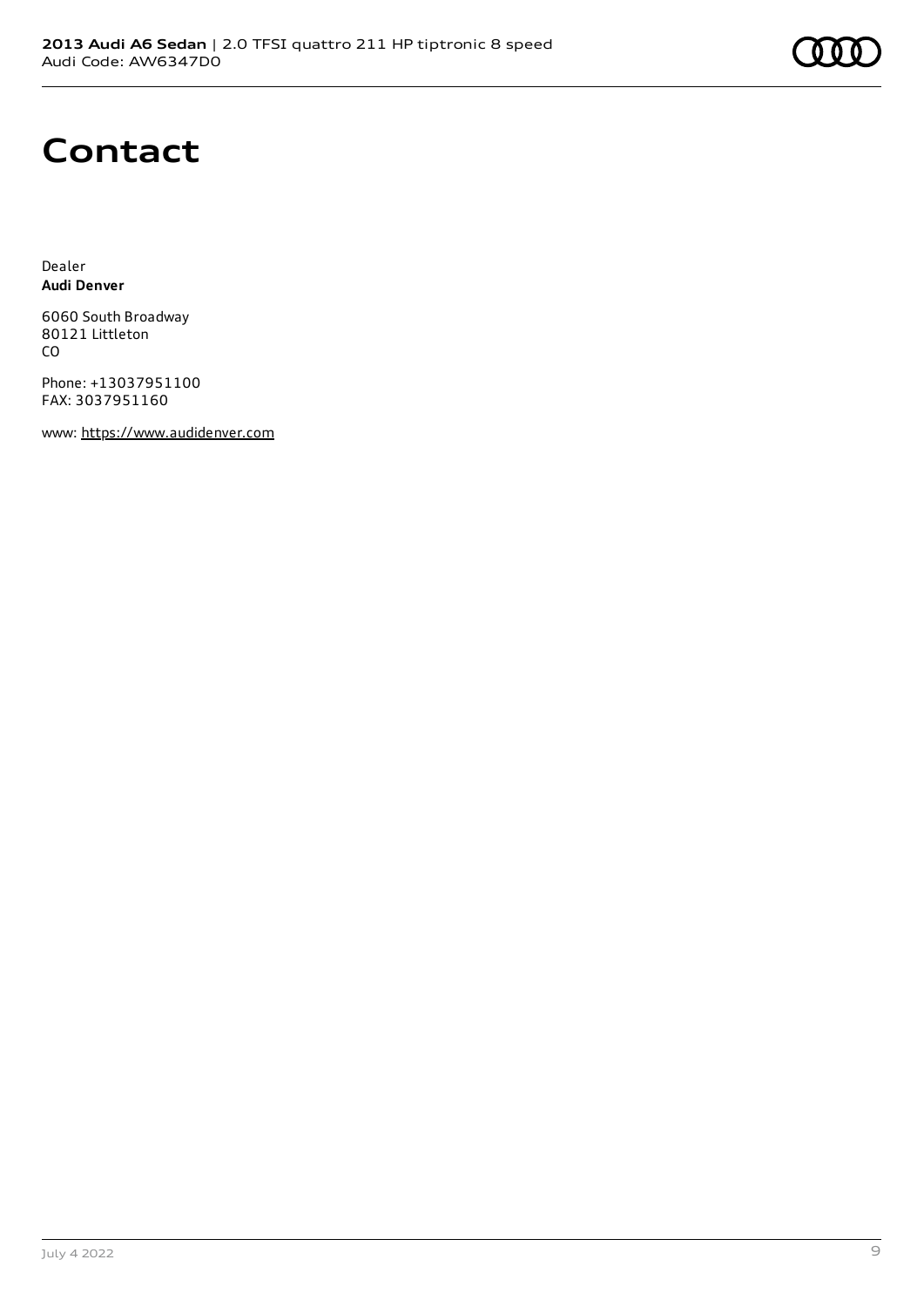# Contact

Dealer
**Audi Denver**

6060 South Broadway
80121 Littleton
CO

Phone: +13037951100
FAX: 3037951160

www: https://www.audidenver.com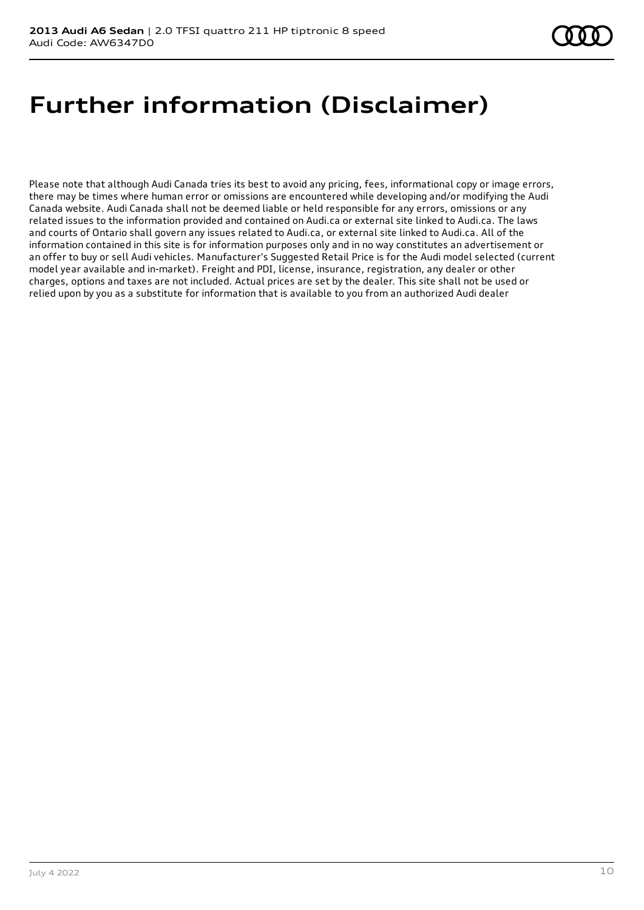# Further information (Disclaimer)

Please note that although Audi Canada tries its best to avoid any pricing, fees, informational copy or image errors, there may be times where human error or omissions are encountered while developing and/or modifying the Audi Canada website. Audi Canada shall not be deemed liable or held responsible for any errors, omissions or any related issues to the information provided and contained on Audi.ca or external site linked to Audi.ca. The laws and courts of Ontario shall govern any issues related to Audi.ca, or external site linked to Audi.ca. All of the information contained in this site is for information purposes only and in no way constitutes an advertisement or an offer to buy or sell Audi vehicles. Manufacturer's Suggested Retail Price is for the Audi model selected (current model year available and in-market). Freight and PDI, license, insurance, registration, any dealer or other charges, options and taxes are not included. Actual prices are set by the dealer. This site shall not be used or relied upon by you as a substitute for information that is available to you from an authorized Audi dealer